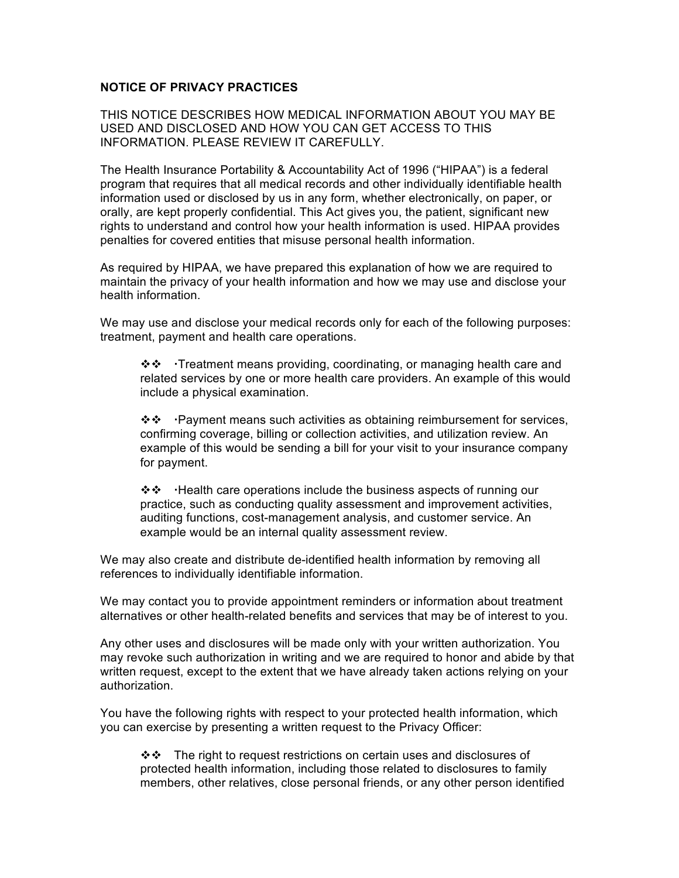**NOTICE OF PRIVACY PRACTICES**

THIS NOTICE DESCRIBES HOW MEDICAL INFORMATION ABOUT YOU MAY BE USED AND DISCLOSED AND HOW YOU CAN GET ACCESS TO THIS INFORMATION. PLEASE REVIEW IT CAREFULLY.

The Health Insurance Portability & Accountability Act of 1996 ("HIPAA") is a federal program that requires that all medical records and other individually identifiable health information used or disclosed by us in any form, whether electronically, on paper, or orally, are kept properly confidential. This Act gives you, the patient, significant new rights to understand and control how your health information is used. HIPAA provides penalties for covered entities that misuse personal health information.

As required by HIPAA, we have prepared this explanation of how we are required to maintain the privacy of your health information and how we may use and disclose your health information.

We may use and disclose your medical records only for each of the following purposes: treatment, payment and health care operations.

- ❖❖ ·Treatment means providing, coordinating, or managing health care and related services by one or more health care providers. An example of this would include a physical examination.
- ❖❖ ·Payment means such activities as obtaining reimbursement for services, confirming coverage, billing or collection activities, and utilization review. An example of this would be sending a bill for your visit to your insurance company for payment.
- ❖❖ ·Health care operations include the business aspects of running our practice, such as conducting quality assessment and improvement activities, auditing functions, cost-management analysis, and customer service. An example would be an internal quality assessment review.

We may also create and distribute de-identified health information by removing all references to individually identifiable information.

We may contact you to provide appointment reminders or information about treatment alternatives or other health-related benefits and services that may be of interest to you.

Any other uses and disclosures will be made only with your written authorization. You may revoke such authorization in writing and we are required to honor and abide by that written request, except to the extent that we have already taken actions relying on your authorization.

You have the following rights with respect to your protected health information, which you can exercise by presenting a written request to the Privacy Officer:

- ❖❖ The right to request restrictions on certain uses and disclosures of protected health information, including those related to disclosures to family members, other relatives, close personal friends, or any other person identified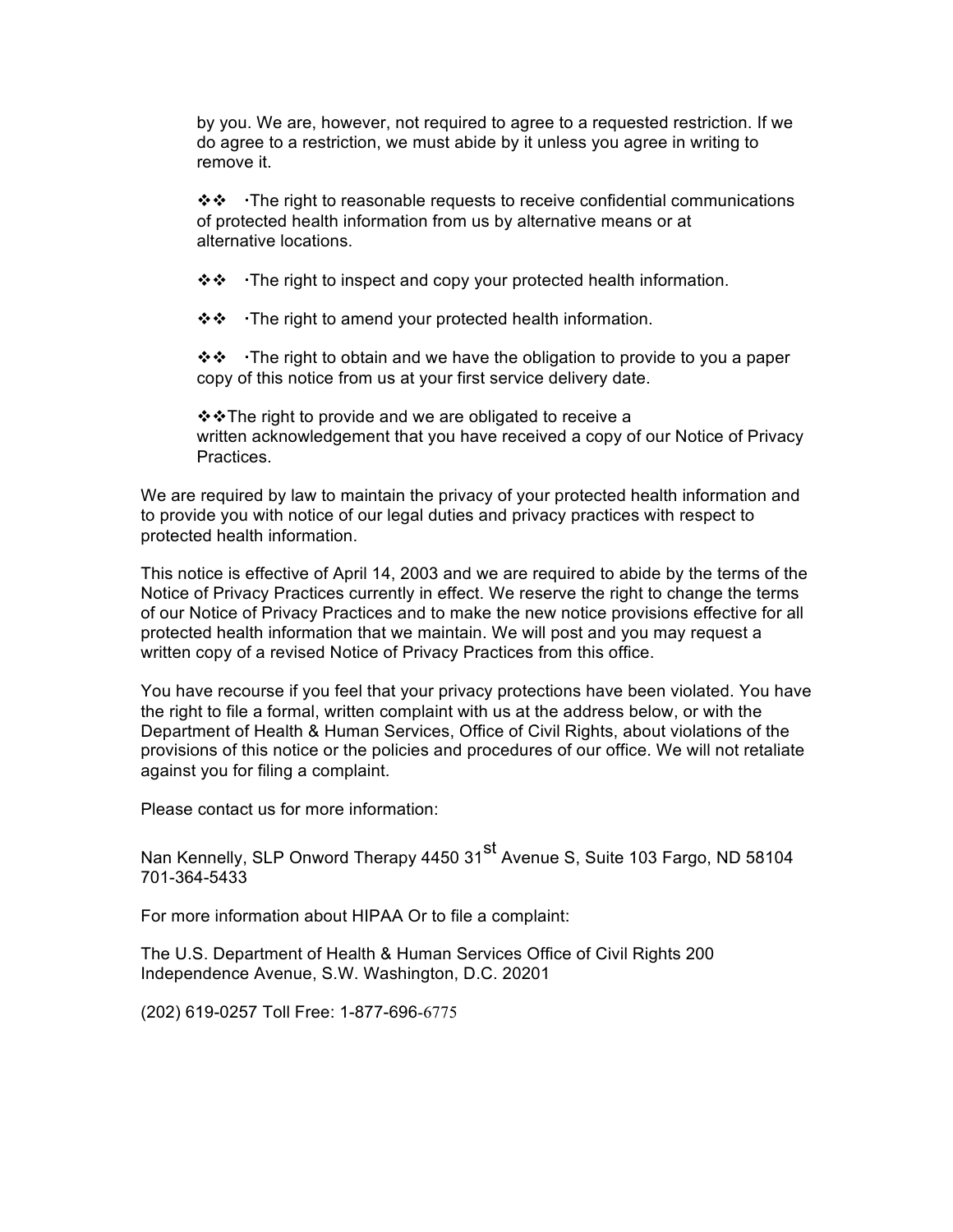by you. We are, however, not required to agree to a requested restriction. If we do agree to a restriction, we must abide by it unless you agree in writing to remove it.

❖❖ ·The right to reasonable requests to receive confidential communications of protected health information from us by alternative means or at alternative locations.

❖❖ ·The right to inspect and copy your protected health information.

❖❖ ·The right to amend your protected health information.

❖❖ ·The right to obtain and we have the obligation to provide to you a paper copy of this notice from us at your first service delivery date.

❖❖The right to provide and we are obligated to receive a written acknowledgement that you have received a copy of our Notice of Privacy Practices.

We are required by law to maintain the privacy of your protected health information and to provide you with notice of our legal duties and privacy practices with respect to protected health information.

This notice is effective of April 14, 2003 and we are required to abide by the terms of the Notice of Privacy Practices currently in effect. We reserve the right to change the terms of our Notice of Privacy Practices and to make the new notice provisions effective for all protected health information that we maintain. We will post and you may request a written copy of a revised Notice of Privacy Practices from this office.

You have recourse if you feel that your privacy protections have been violated. You have the right to file a formal, written complaint with us at the address below, or with the Department of Health & Human Services, Office of Civil Rights, about violations of the provisions of this notice or the policies and procedures of our office. We will not retaliate against you for filing a complaint.

Please contact us for more information:

Nan Kennelly, SLP Onword Therapy 4450 31st Avenue S, Suite 103 Fargo, ND 58104 701-364-5433

For more information about HIPAA Or to file a complaint:

The U.S. Department of Health & Human Services Office of Civil Rights 200 Independence Avenue, S.W. Washington, D.C. 20201

(202) 619-0257 Toll Free: 1-877-696-6775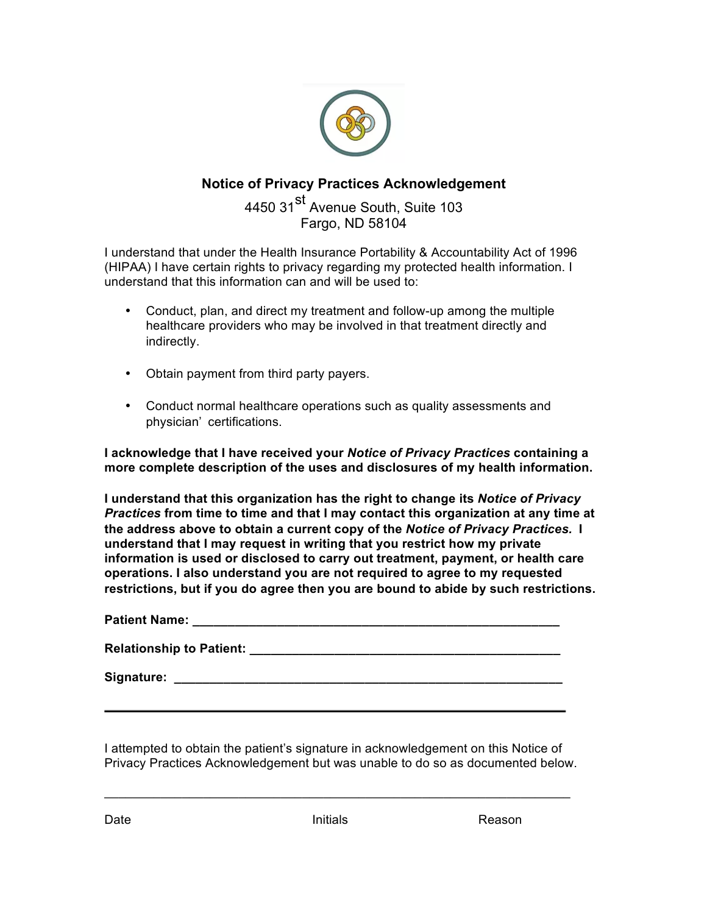## Notice of Privacy Practices Acknowledgement

4450 31st Avenue South, Suite 103
Fargo, ND 58104

I understand that under the Health Insurance Portability & Accountability Act of 1996 (HIPAA) I have certain rights to privacy regarding my protected health information. I understand that this information can and will be used to:

- Conduct, plan, and direct my treatment and follow-up among the multiple healthcare providers who may be involved in that treatment directly and indirectly.
- Obtain payment from third party payers.
- Conduct normal healthcare operations such as quality assessments and physician' certifications.

**I acknowledge that I have received your *Notice of Privacy Practices* containing a more complete description of the uses and disclosures of my health information.**

**I understand that this organization has the right to change its *Notice of Privacy Practices* from time to time and that I may contact this organization at any time at the address above to obtain a current copy of the *Notice of Privacy Practices.* I understand that I may request in writing that you restrict how my private information is used or disclosed to carry out treatment, payment, or health care operations. I also understand you are not required to agree to my requested restrictions, but if you do agree then you are bound to abide by such restrictions.**

**Patient Name:** ____________________________________________________

**Relationship to Patient:** ___________________________________________

**Signature:** ______________________________________________________

______________________________________________________________________

I attempted to obtain the patient's signature in acknowledgement on this Notice of Privacy Practices Acknowledgement but was unable to do so as documented below.

______________________________________________________________________

Date Initials Reason